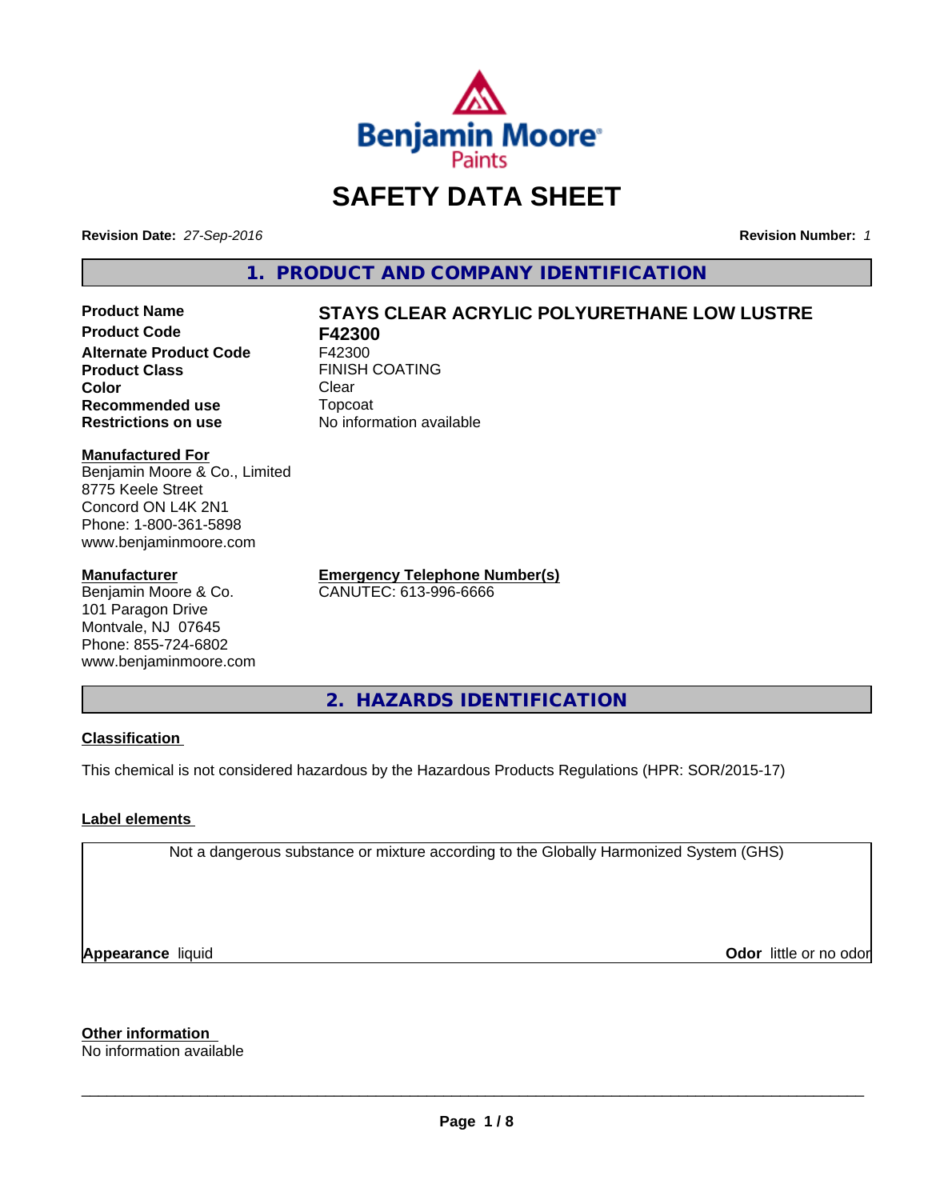# SAFETY DATA SHEET

**Revision Date:** *27-Sep-2016*

**Revision Number:** *1*

## 1. PRODUCT AND COMPANY IDENTIFICATION

| | |
|---|---|
| **Product Name** | **STAYS CLEAR ACRYLIC POLYURETHANE LOW LUSTRE** |
| **Product Code** | **F42300** |
| **Alternate Product Code** | F42300 |
| **Product Class** | FINISH COATING |
| **Color** | Clear |
| **Recommended use** | Topcoat |
| **Restrictions on use** | No information available |

**Manufactured For**
Benjamin Moore & Co., Limited
8775 Keele Street
Concord ON L4K 2N1
Phone: 1-800-361-5898
www.benjaminmoore.com

**Manufacturer**
Benjamin Moore & Co.
101 Paragon Drive
Montvale, NJ 07645
Phone: 855-724-6802
www.benjaminmoore.com

**Emergency Telephone Number(s)**
CANUTEC: 613-996-6666

## 2. HAZARDS IDENTIFICATION

**Classification**

This chemical is not considered hazardous by the Hazardous Products Regulations (HPR: SOR/2015-17)

**Label elements**

Not a dangerous substance or mixture according to the Globally Harmonized System (GHS)

**Appearance** liquid

**Odor** little or no odor

**Other information**
No information available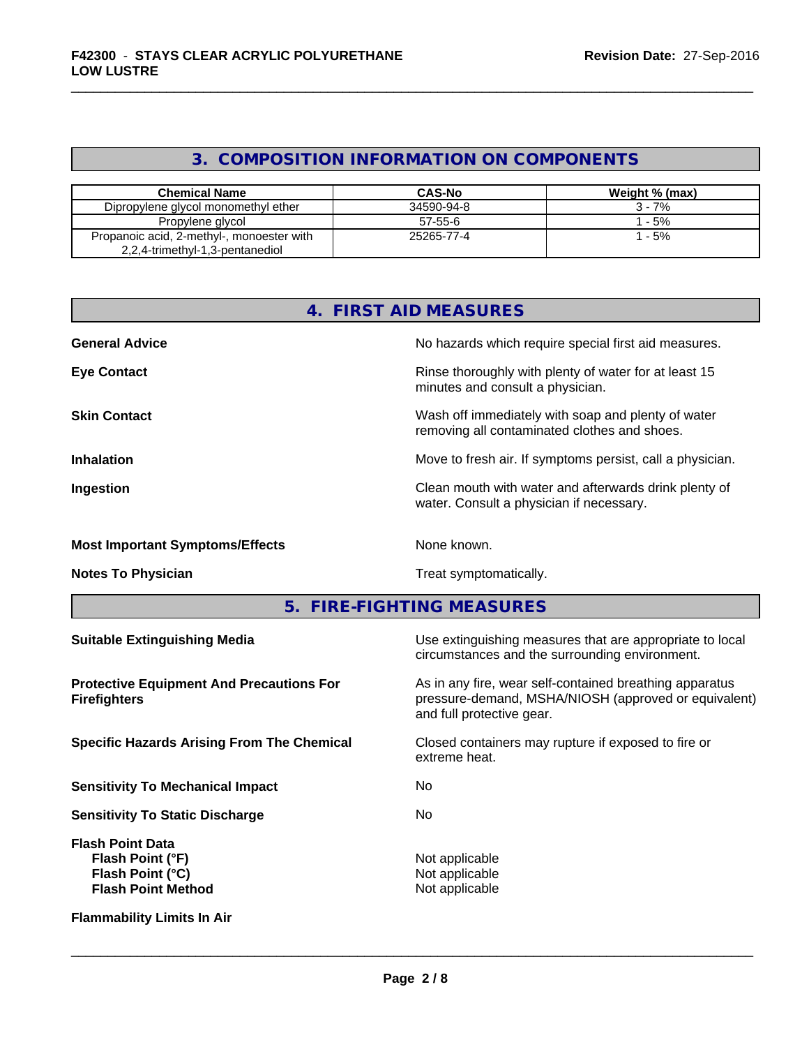## 3. COMPOSITION INFORMATION ON COMPONENTS

| Chemical Name | CAS-No | Weight % (max) |
|---|---|---|
| Dipropylene glycol monomethyl ether | 34590-94-8 | 3 - 7% |
| Propylene glycol | 57-55-6 | 1 - 5% |
| Propanoic acid, 2-methyl-, monoester with 2,2,4-trimethyl-1,3-pentanediol | 25265-77-4 | 1 - 5% |

## 4. FIRST AID MEASURES

**General Advice** — No hazards which require special first aid measures.

**Eye Contact** — Rinse thoroughly with plenty of water for at least 15 minutes and consult a physician.

**Skin Contact** — Wash off immediately with soap and plenty of water removing all contaminated clothes and shoes.

**Inhalation** — Move to fresh air. If symptoms persist, call a physician.

**Ingestion** — Clean mouth with water and afterwards drink plenty of water. Consult a physician if necessary.

**Most Important Symptoms/Effects** — None known.

**Notes To Physician** — Treat symptomatically.

## 5. FIRE-FIGHTING MEASURES

**Suitable Extinguishing Media** — Use extinguishing measures that are appropriate to local circumstances and the surrounding environment.

**Protective Equipment And Precautions For Firefighters** — As in any fire, wear self-contained breathing apparatus pressure-demand, MSHA/NIOSH (approved or equivalent) and full protective gear.

**Specific Hazards Arising From The Chemical** — Closed containers may rupture if exposed to fire or extreme heat.

**Sensitivity To Mechanical Impact** — No

**Sensitivity To Static Discharge** — No

**Flash Point Data**
- **Flash Point (°F)** — Not applicable
- **Flash Point (°C)** — Not applicable
- **Flash Point Method** — Not applicable

**Flammability Limits In Air**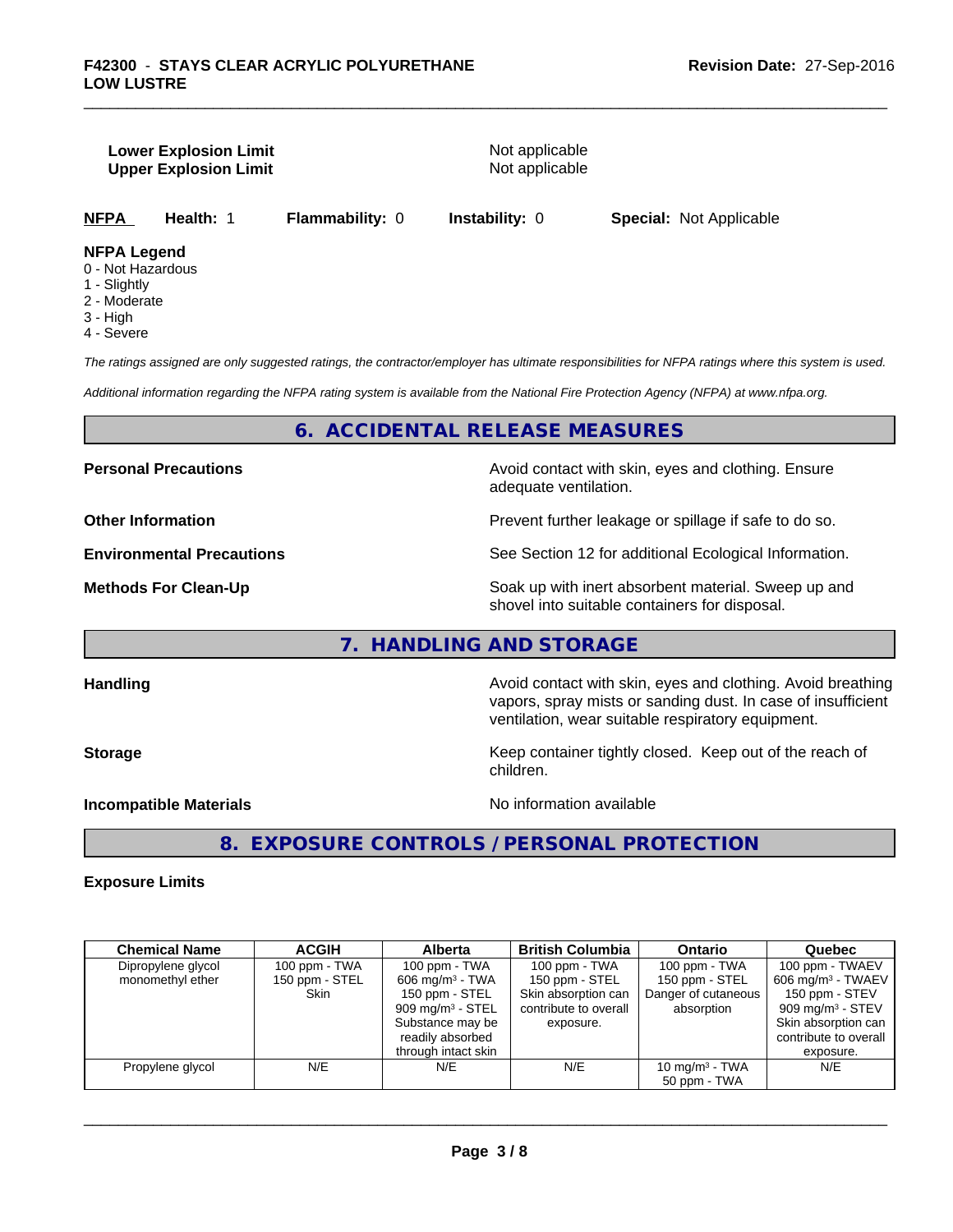**Lower Explosion Limit** Not applicable
**Upper Explosion Limit** Not applicable

**NFPA** **Health:** 1 **Flammability:** 0 **Instability:** 0 **Special:** Not Applicable

**NFPA Legend**
0 - Not Hazardous
1 - Slightly
2 - Moderate
3 - High
4 - Severe

*The ratings assigned are only suggested ratings, the contractor/employer has ultimate responsibilities for NFPA ratings where this system is used.*

*Additional information regarding the NFPA rating system is available from the National Fire Protection Agency (NFPA) at www.nfpa.org.*

## 6. ACCIDENTAL RELEASE MEASURES

**Personal Precautions** Avoid contact with skin, eyes and clothing. Ensure adequate ventilation.

**Other Information** Prevent further leakage or spillage if safe to do so.

**Environmental Precautions** See Section 12 for additional Ecological Information.

**Methods For Clean-Up** Soak up with inert absorbent material. Sweep up and shovel into suitable containers for disposal.

## 7. HANDLING AND STORAGE

**Handling** Avoid contact with skin, eyes and clothing. Avoid breathing vapors, spray mists or sanding dust. In case of insufficient ventilation, wear suitable respiratory equipment.

**Storage** Keep container tightly closed. Keep out of the reach of children.

**Incompatible Materials** No information available

## 8. EXPOSURE CONTROLS / PERSONAL PROTECTION

**Exposure Limits**

| Chemical Name | ACGIH | Alberta | British Columbia | Ontario | Quebec |
|---|---|---|---|---|---|
| Dipropylene glycol monomethyl ether | 100 ppm - TWA<br>150 ppm - STEL<br>Skin | 100 ppm - TWA<br>606 mg/m³ - TWA<br>150 ppm - STEL<br>909 mg/m³ - STEL<br>Substance may be readily absorbed through intact skin | 100 ppm - TWA<br>150 ppm - STEL<br>Skin absorption can contribute to overall exposure. | 100 ppm - TWA<br>150 ppm - STEL<br>Danger of cutaneous absorption | 100 ppm - TWAEV<br>606 mg/m³ - TWAEV<br>150 ppm - STEV<br>909 mg/m³ - STEV<br>Skin absorption can contribute to overall exposure. |
| Propylene glycol | N/E | N/E | N/E | 10 mg/m³ - TWA<br>50 ppm - TWA | N/E |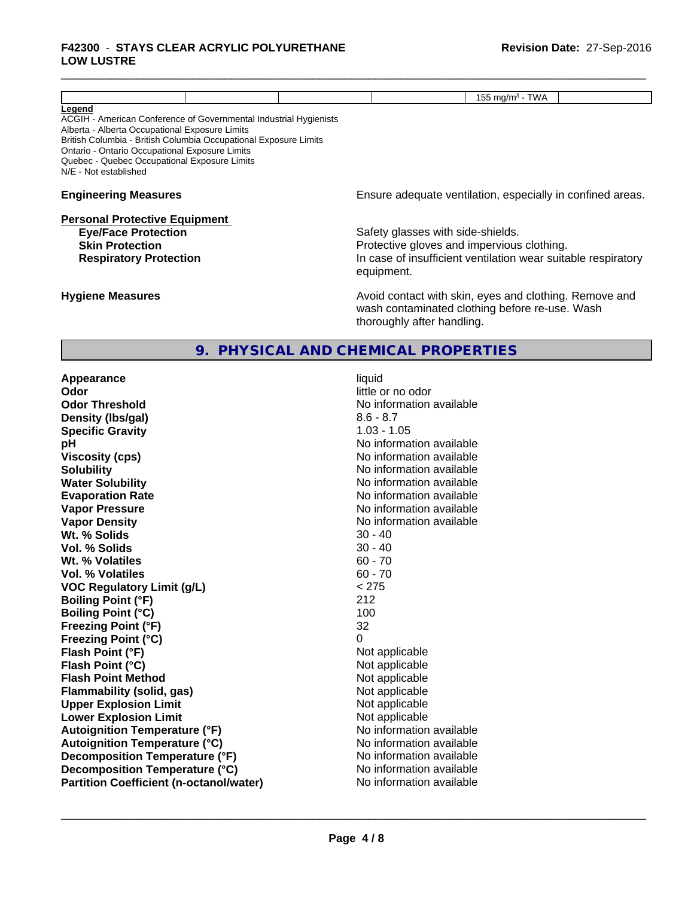| | | | | 155 mg/m³ - TWA | |
|---|---|---|---|---|---|

**Legend**

ACGIH - American Conference of Governmental Industrial Hygienists
Alberta - Alberta Occupational Exposure Limits
British Columbia - British Columbia Occupational Exposure Limits
Ontario - Ontario Occupational Exposure Limits
Quebec - Quebec Occupational Exposure Limits
N/E - Not established

**Engineering Measures** Ensure adequate ventilation, especially in confined areas.

**Personal Protective Equipment**

**Eye/Face Protection** Safety glasses with side-shields.

**Skin Protection** Protective gloves and impervious clothing.

**Respiratory Protection** In case of insufficient ventilation wear suitable respiratory equipment.

**Hygiene Measures** Avoid contact with skin, eyes and clothing. Remove and wash contaminated clothing before re-use. Wash thoroughly after handling.

## 9. PHYSICAL AND CHEMICAL PROPERTIES

| Property | Value |
|---|---|
| **Appearance** | liquid |
| **Odor** | little or no odor |
| **Odor Threshold** | No information available |
| **Density (lbs/gal)** | 8.6 - 8.7 |
| **Specific Gravity** | 1.03 - 1.05 |
| **pH** | No information available |
| **Viscosity (cps)** | No information available |
| **Solubility** | No information available |
| **Water Solubility** | No information available |
| **Evaporation Rate** | No information available |
| **Vapor Pressure** | No information available |
| **Vapor Density** | No information available |
| **Wt. % Solids** | 30 - 40 |
| **Vol. % Solids** | 30 - 40 |
| **Wt. % Volatiles** | 60 - 70 |
| **Vol. % Volatiles** | 60 - 70 |
| **VOC Regulatory Limit (g/L)** | < 275 |
| **Boiling Point (°F)** | 212 |
| **Boiling Point (°C)** | 100 |
| **Freezing Point (°F)** | 32 |
| **Freezing Point (°C)** | 0 |
| **Flash Point (°F)** | Not applicable |
| **Flash Point (°C)** | Not applicable |
| **Flash Point Method** | Not applicable |
| **Flammability (solid, gas)** | Not applicable |
| **Upper Explosion Limit** | Not applicable |
| **Lower Explosion Limit** | Not applicable |
| **Autoignition Temperature (°F)** | No information available |
| **Autoignition Temperature (°C)** | No information available |
| **Decomposition Temperature (°F)** | No information available |
| **Decomposition Temperature (°C)** | No information available |
| **Partition Coefficient (n-octanol/water)** | No information available |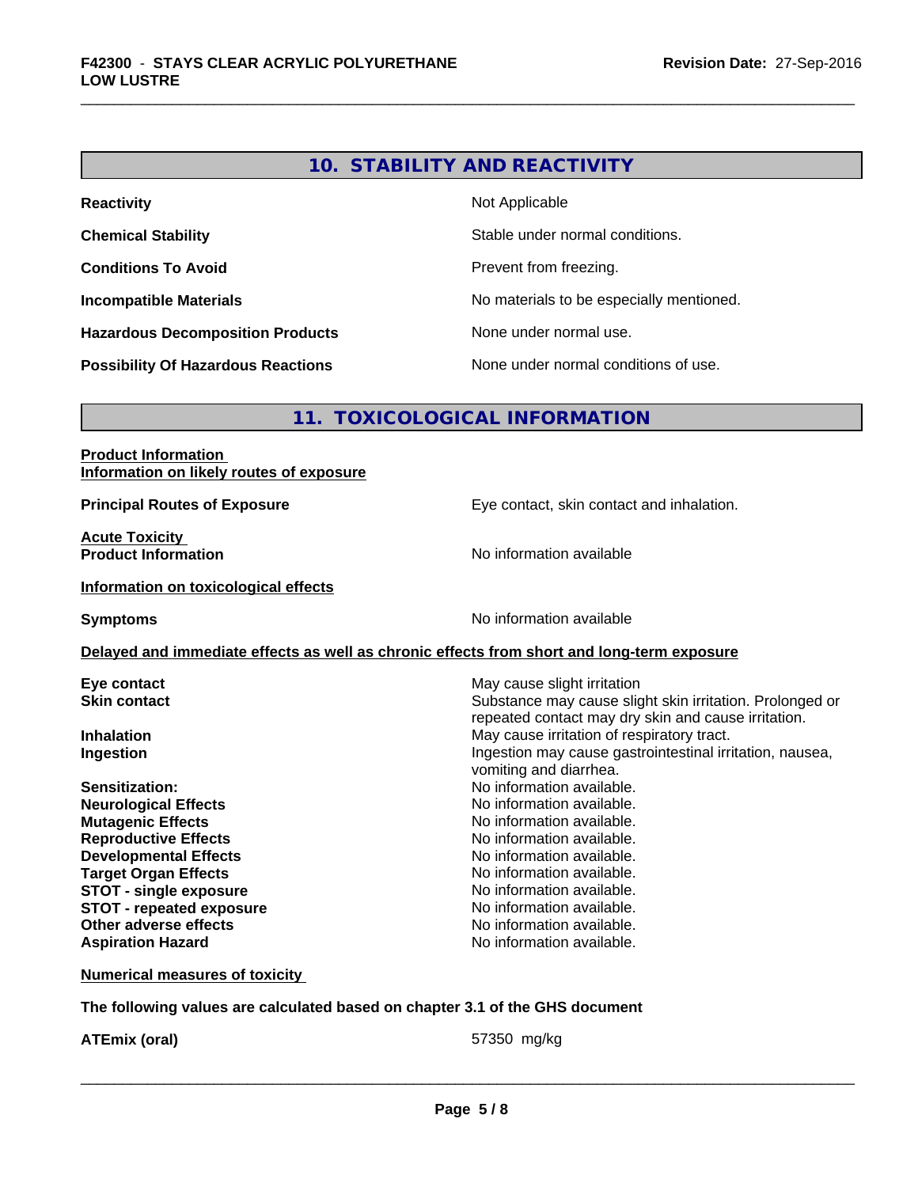## 10. STABILITY AND REACTIVITY

| | |
|---|---|
| **Reactivity** | Not Applicable |
| **Chemical Stability** | Stable under normal conditions. |
| **Conditions To Avoid** | Prevent from freezing. |
| **Incompatible Materials** | No materials to be especially mentioned. |
| **Hazardous Decomposition Products** | None under normal use. |
| **Possibility Of Hazardous Reactions** | None under normal conditions of use. |

## 11. TOXICOLOGICAL INFORMATION

**Product Information**
**Information on likely routes of exposure**

**Principal Routes of Exposure** — Eye contact, skin contact and inhalation.

**Acute Toxicity**
**Product Information** — No information available

**Information on toxicological effects**

**Symptoms** — No information available

**Delayed and immediate effects as well as chronic effects from short and long-term exposure**

| | |
|---|---|
| **Eye contact** | May cause slight irritation |
| **Skin contact** | Substance may cause slight skin irritation. Prolonged or repeated contact may dry skin and cause irritation. |
| **Inhalation** | May cause irritation of respiratory tract. |
| **Ingestion** | Ingestion may cause gastrointestinal irritation, nausea, vomiting and diarrhea. |
| **Sensitization:** | No information available. |
| **Neurological Effects** | No information available. |
| **Mutagenic Effects** | No information available. |
| **Reproductive Effects** | No information available. |
| **Developmental Effects** | No information available. |
| **Target Organ Effects** | No information available. |
| **STOT - single exposure** | No information available. |
| **STOT - repeated exposure** | No information available. |
| **Other adverse effects** | No information available. |
| **Aspiration Hazard** | No information available. |

**Numerical measures of toxicity**

**The following values are calculated based on chapter 3.1 of the GHS document**

**ATEmix (oral)** — 57350 mg/kg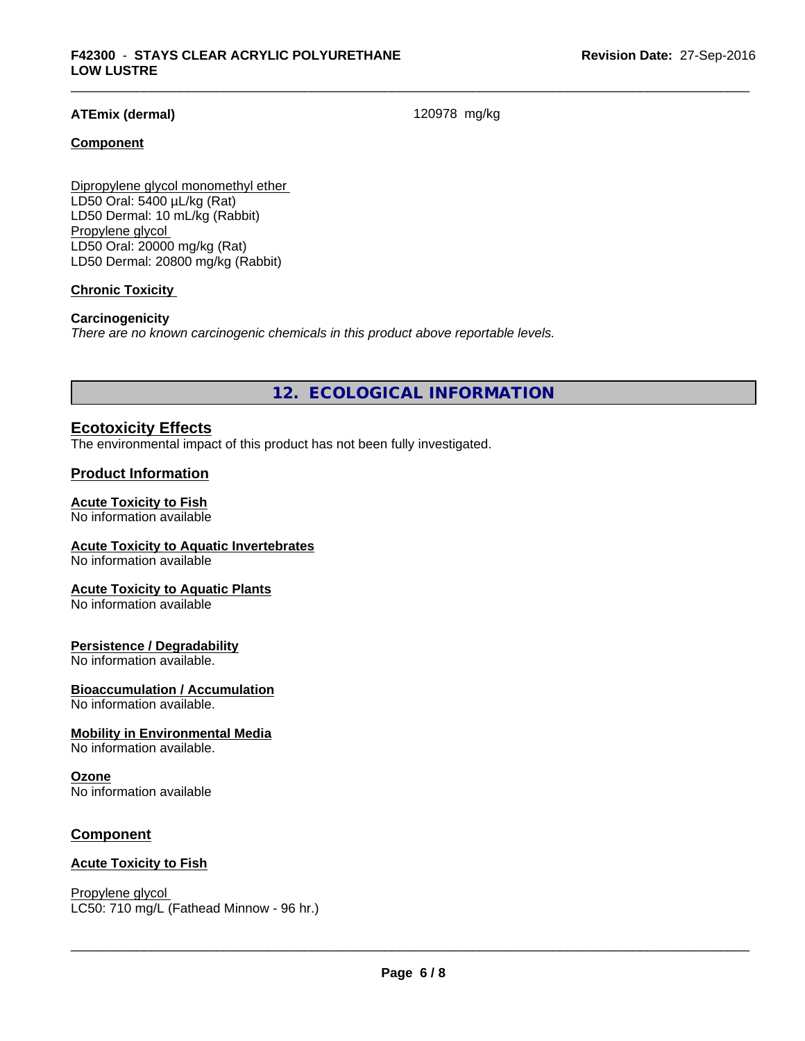**ATEmix (dermal)** 120978 mg/kg

**Component**

Dipropylene glycol monomethyl ether
LD50 Oral: 5400 µL/kg (Rat)
LD50 Dermal: 10 mL/kg (Rabbit)
Propylene glycol
LD50 Oral: 20000 mg/kg (Rat)
LD50 Dermal: 20800 mg/kg (Rabbit)

**Chronic Toxicity**

**Carcinogenicity**
*There are no known carcinogenic chemicals in this product above reportable levels.*

## 12. ECOLOGICAL INFORMATION

### Ecotoxicity Effects
The environmental impact of this product has not been fully investigated.

### Product Information

**Acute Toxicity to Fish**
No information available

**Acute Toxicity to Aquatic Invertebrates**
No information available

**Acute Toxicity to Aquatic Plants**
No information available

**Persistence / Degradability**
No information available.

**Bioaccumulation / Accumulation**
No information available.

**Mobility in Environmental Media**
No information available.

**Ozone**
No information available

### Component

**Acute Toxicity to Fish**

Propylene glycol
LC50: 710 mg/L (Fathead Minnow - 96 hr.)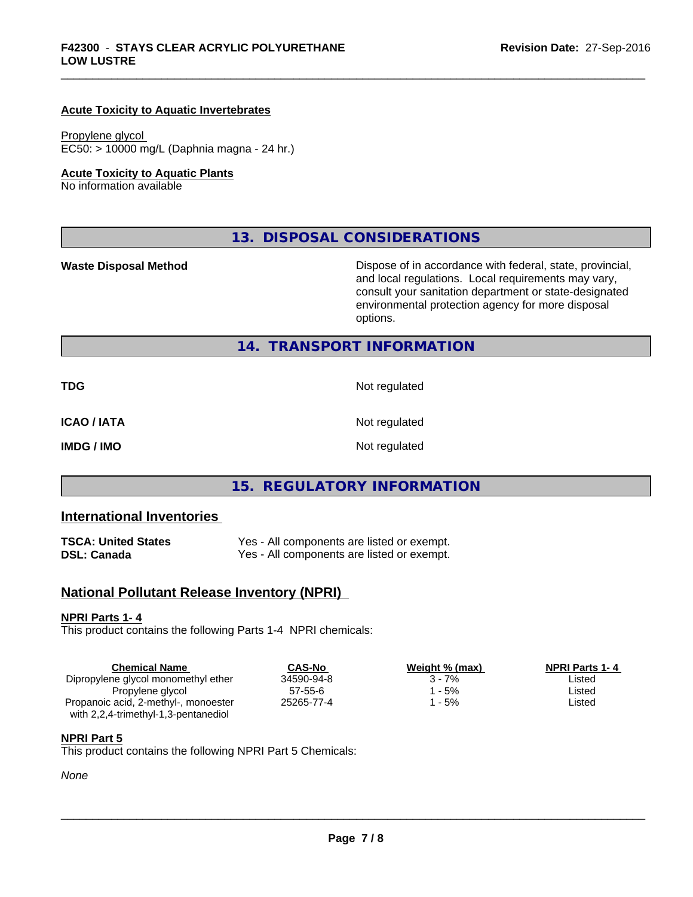**Acute Toxicity to Aquatic Invertebrates**

Propylene glycol
EC50: > 10000 mg/L (Daphnia magna - 24 hr.)

**Acute Toxicity to Aquatic Plants**
No information available

## 13. DISPOSAL CONSIDERATIONS

**Waste Disposal Method** — Dispose of in accordance with federal, state, provincial, and local regulations. Local requirements may vary, consult your sanitation department or state-designated environmental protection agency for more disposal options.

## 14. TRANSPORT INFORMATION

| | |
|---|---|
| **TDG** | Not regulated |
| **ICAO / IATA** | Not regulated |
| **IMDG / IMO** | Not regulated |

## 15. REGULATORY INFORMATION

### International Inventories

| | |
|---|---|
| **TSCA: United States** | Yes - All components are listed or exempt. |
| **DSL: Canada** | Yes - All components are listed or exempt. |

### National Pollutant Release Inventory (NPRI)

**NPRI Parts 1- 4**
This product contains the following Parts 1-4 NPRI chemicals:

| Chemical Name | CAS-No | Weight % (max) | NPRI Parts 1- 4 |
|---|---|---|---|
| Dipropylene glycol monomethyl ether | 34590-94-8 | 3 - 7% | Listed |
| Propylene glycol | 57-55-6 | 1 - 5% | Listed |
| Propanoic acid, 2-methyl-, monoester with 2,2,4-trimethyl-1,3-pentanediol | 25265-77-4 | 1 - 5% | Listed |

**NPRI Part 5**
This product contains the following NPRI Part 5 Chemicals:

*None*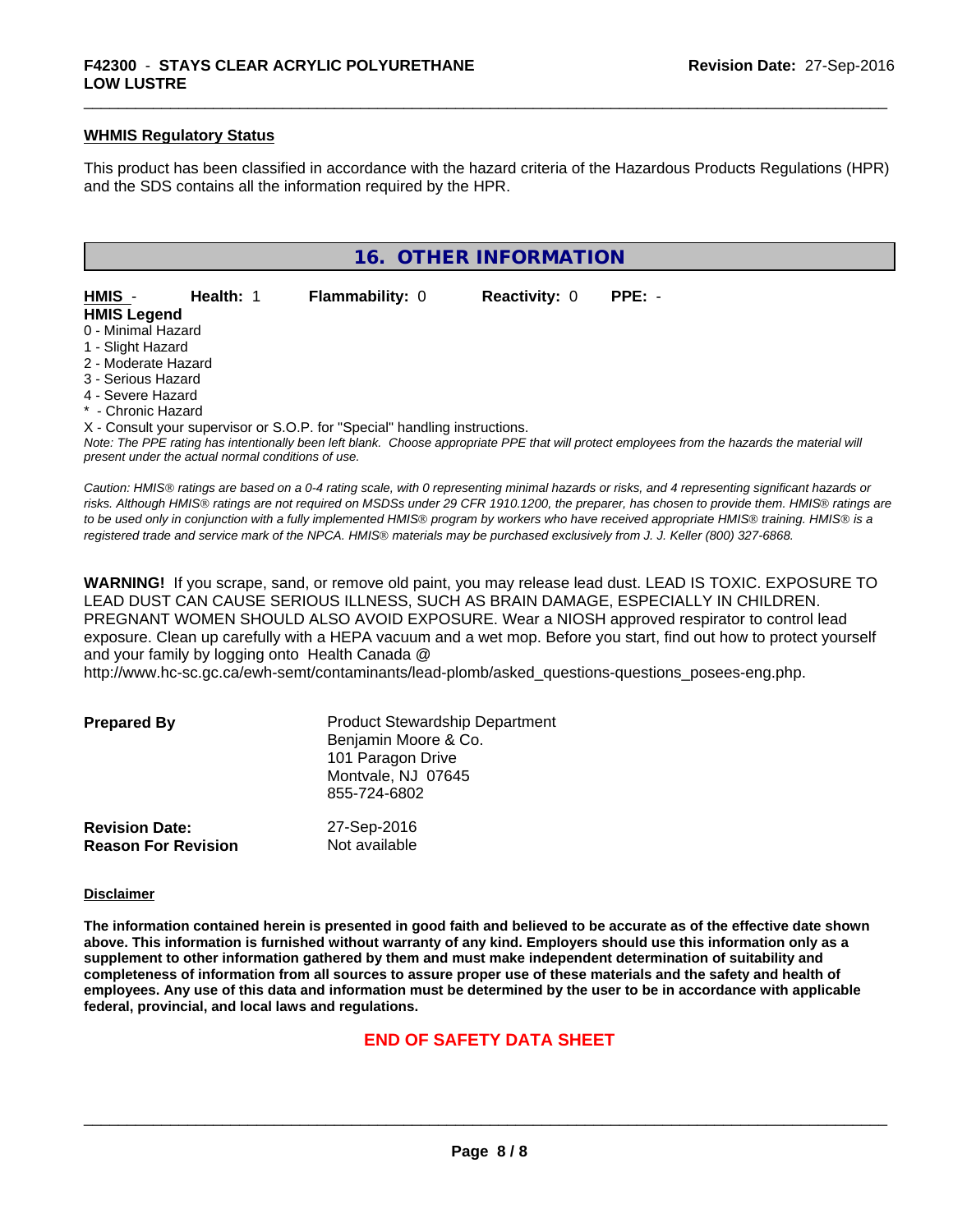**WHMIS Regulatory Status**

This product has been classified in accordance with the hazard criteria of the Hazardous Products Regulations (HPR) and the SDS contains all the information required by the HPR.

## 16. OTHER INFORMATION

| HMIS - | Health: 1 | Flammability: 0 | Reactivity: 0 | PPE: - |
|---|---|---|---|---|

**HMIS Legend**

0 - Minimal Hazard
1 - Slight Hazard
2 - Moderate Hazard
3 - Serious Hazard
4 - Severe Hazard
* - Chronic Hazard
X - Consult your supervisor or S.O.P. for "Special" handling instructions.

*Note: The PPE rating has intentionally been left blank. Choose appropriate PPE that will protect employees from the hazards the material will present under the actual normal conditions of use.*

*Caution: HMIS® ratings are based on a 0-4 rating scale, with 0 representing minimal hazards or risks, and 4 representing significant hazards or risks. Although HMIS® ratings are not required on MSDSs under 29 CFR 1910.1200, the preparer, has chosen to provide them. HMIS® ratings are to be used only in conjunction with a fully implemented HMIS® program by workers who have received appropriate HMIS® training. HMIS® is a registered trade and service mark of the NPCA. HMIS® materials may be purchased exclusively from J. J. Keller (800) 327-6868.*

**WARNING!** If you scrape, sand, or remove old paint, you may release lead dust. LEAD IS TOXIC. EXPOSURE TO LEAD DUST CAN CAUSE SERIOUS ILLNESS, SUCH AS BRAIN DAMAGE, ESPECIALLY IN CHILDREN. PREGNANT WOMEN SHOULD ALSO AVOID EXPOSURE. Wear a NIOSH approved respirator to control lead exposure. Clean up carefully with a HEPA vacuum and a wet mop. Before you start, find out how to protect yourself and your family by logging onto Health Canada @ http://www.hc-sc.gc.ca/ewh-semt/contaminants/lead-plomb/asked_questions-questions_posees-eng.php.

| | |
|---|---|
| **Prepared By** | Product Stewardship Department<br>Benjamin Moore & Co.<br>101 Paragon Drive<br>Montvale, NJ 07645<br>855-724-6802 |
| **Revision Date:** | 27-Sep-2016 |
| **Reason For Revision** | Not available |

**Disclaimer**

**The information contained herein is presented in good faith and believed to be accurate as of the effective date shown above. This information is furnished without warranty of any kind. Employers should use this information only as a supplement to other information gathered by them and must make independent determination of suitability and completeness of information from all sources to assure proper use of these materials and the safety and health of employees. Any use of this data and information must be determined by the user to be in accordance with applicable federal, provincial, and local laws and regulations.**

**END OF SAFETY DATA SHEET**